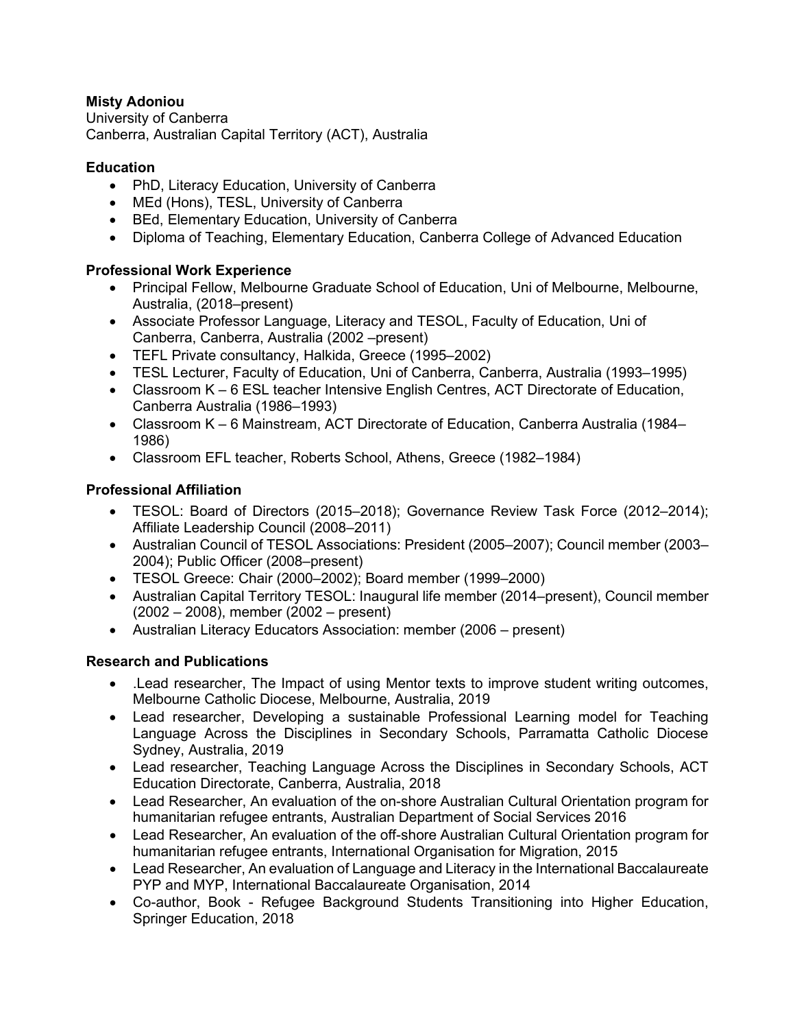**Misty Adoniou**
University of Canberra
Canberra, Australian Capital Territory (ACT), Australia

**Education**

- PhD, Literacy Education, University of Canberra
- MEd (Hons), TESL, University of Canberra
- BEd, Elementary Education, University of Canberra
- Diploma of Teaching, Elementary Education, Canberra College of Advanced Education

**Professional Work Experience**

- Principal Fellow, Melbourne Graduate School of Education, Uni of Melbourne, Melbourne, Australia, (2018–present)
- Associate Professor Language, Literacy and TESOL, Faculty of Education, Uni of Canberra, Canberra, Australia (2002 –present)
- TEFL Private consultancy, Halkida, Greece (1995–2002)
- TESL Lecturer, Faculty of Education, Uni of Canberra, Canberra, Australia (1993–1995)
- Classroom K – 6 ESL teacher Intensive English Centres, ACT Directorate of Education, Canberra Australia (1986–1993)
- Classroom K – 6 Mainstream, ACT Directorate of Education, Canberra Australia (1984–1986)
- Classroom EFL teacher, Roberts School, Athens, Greece (1982–1984)

**Professional Affiliation**

- TESOL: Board of Directors (2015–2018); Governance Review Task Force (2012–2014); Affiliate Leadership Council (2008–2011)
- Australian Council of TESOL Associations: President (2005–2007); Council member (2003–2004); Public Officer (2008–present)
- TESOL Greece: Chair (2000–2002); Board member (1999–2000)
- Australian Capital Territory TESOL: Inaugural life member (2014–present), Council member (2002 – 2008), member (2002 – present)
- Australian Literacy Educators Association: member (2006 – present)

**Research and Publications**

- .Lead researcher, The Impact of using Mentor texts to improve student writing outcomes, Melbourne Catholic Diocese, Melbourne, Australia, 2019
- Lead researcher, Developing a sustainable Professional Learning model for Teaching Language Across the Disciplines in Secondary Schools, Parramatta Catholic Diocese Sydney, Australia, 2019
- Lead researcher, Teaching Language Across the Disciplines in Secondary Schools, ACT Education Directorate, Canberra, Australia, 2018
- Lead Researcher, An evaluation of the on-shore Australian Cultural Orientation program for humanitarian refugee entrants, Australian Department of Social Services 2016
- Lead Researcher, An evaluation of the off-shore Australian Cultural Orientation program for humanitarian refugee entrants, International Organisation for Migration, 2015
- Lead Researcher, An evaluation of Language and Literacy in the International Baccalaureate PYP and MYP, International Baccalaureate Organisation, 2014
- Co-author, Book - Refugee Background Students Transitioning into Higher Education, Springer Education, 2018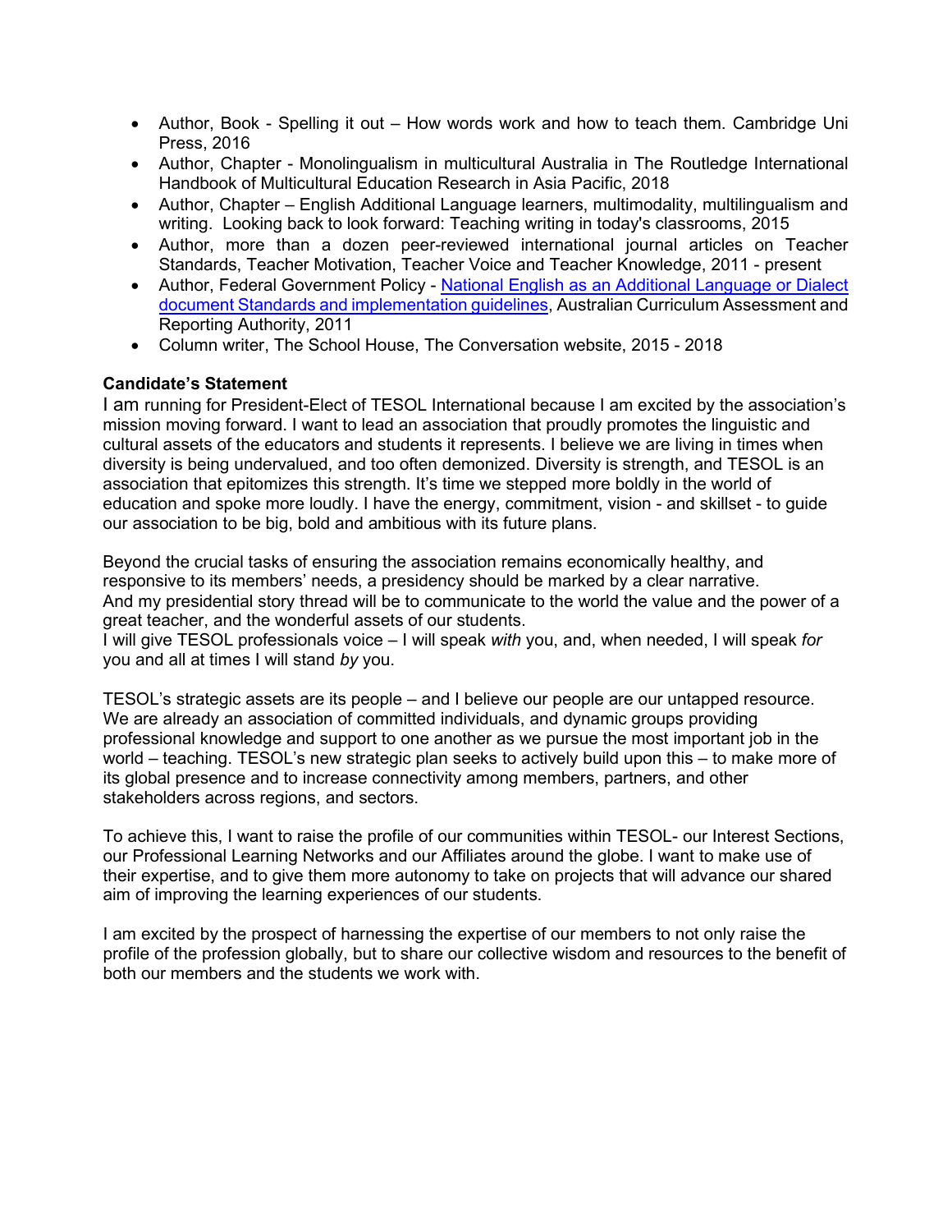- Author, Book - Spelling it out – How words work and how to teach them. Cambridge Uni Press, 2016
- Author, Chapter - Monolingualism in multicultural Australia in The Routledge International Handbook of Multicultural Education Research in Asia Pacific, 2018
- Author, Chapter – English Additional Language learners, multimodality, multilingualism and writing. Looking back to look forward: Teaching writing in today's classrooms, 2015
- Author, more than a dozen peer-reviewed international journal articles on Teacher Standards, Teacher Motivation, Teacher Voice and Teacher Knowledge, 2011 - present
- Author, Federal Government Policy - National English as an Additional Language or Dialect document Standards and implementation guidelines, Australian Curriculum Assessment and Reporting Authority, 2011
- Column writer, The School House, The Conversation website, 2015 - 2018

**Candidate's Statement**

I am running for President-Elect of TESOL International because I am excited by the association's mission moving forward. I want to lead an association that proudly promotes the linguistic and cultural assets of the educators and students it represents. I believe we are living in times when diversity is being undervalued, and too often demonized. Diversity is strength, and TESOL is an association that epitomizes this strength. It's time we stepped more boldly in the world of education and spoke more loudly. I have the energy, commitment, vision - and skillset - to guide our association to be big, bold and ambitious with its future plans.

Beyond the crucial tasks of ensuring the association remains economically healthy, and responsive to its members' needs, a presidency should be marked by a clear narrative.
And my presidential story thread will be to communicate to the world the value and the power of a great teacher, and the wonderful assets of our students.
I will give TESOL professionals voice – I will speak *with* you, and, when needed, I will speak *for* you and all at times I will stand *by* you.

TESOL's strategic assets are its people – and I believe our people are our untapped resource. We are already an association of committed individuals, and dynamic groups providing professional knowledge and support to one another as we pursue the most important job in the world – teaching. TESOL's new strategic plan seeks to actively build upon this – to make more of its global presence and to increase connectivity among members, partners, and other stakeholders across regions, and sectors.

To achieve this, I want to raise the profile of our communities within TESOL- our Interest Sections, our Professional Learning Networks and our Affiliates around the globe. I want to make use of their expertise, and to give them more autonomy to take on projects that will advance our shared aim of improving the learning experiences of our students.

I am excited by the prospect of harnessing the expertise of our members to not only raise the profile of the profession globally, but to share our collective wisdom and resources to the benefit of both our members and the students we work with.